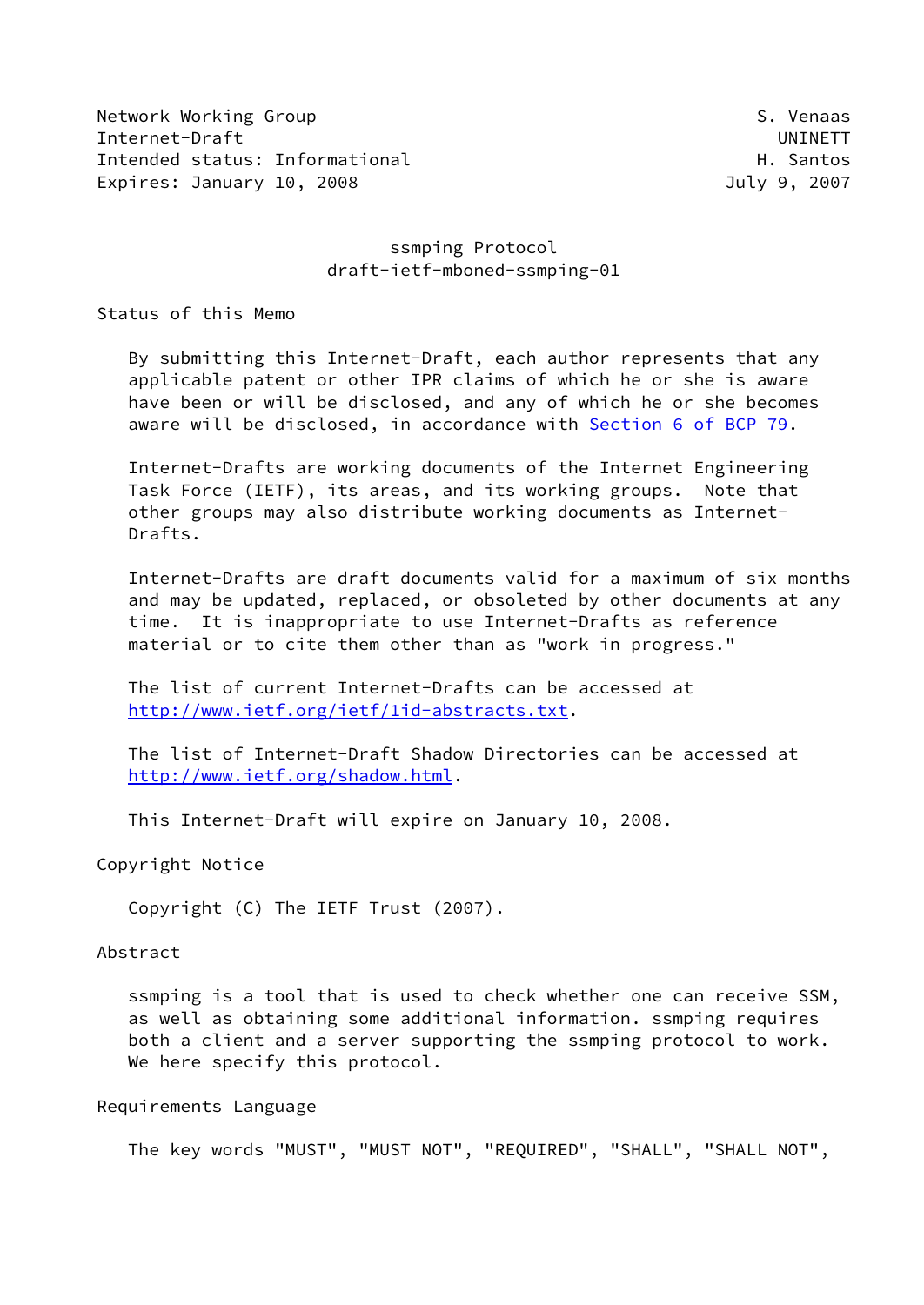Network Working Group S. Venaas
Internet-Draft UNINETT
Intended status: Informational H. Santos
Expires: January 10, 2008 July 9, 2007

# ssmping Protocol
## draft-ietf-mboned-ssmping-01

## Status of this Memo

By submitting this Internet-Draft, each author represents that any applicable patent or other IPR claims of which he or she is aware have been or will be disclosed, and any of which he or she becomes aware will be disclosed, in accordance with Section 6 of BCP 79.

Internet-Drafts are working documents of the Internet Engineering Task Force (IETF), its areas, and its working groups. Note that other groups may also distribute working documents as Internet-Drafts.

Internet-Drafts are draft documents valid for a maximum of six months and may be updated, replaced, or obsoleted by other documents at any time. It is inappropriate to use Internet-Drafts as reference material or to cite them other than as "work in progress."

The list of current Internet-Drafts can be accessed at http://www.ietf.org/ietf/1id-abstracts.txt.

The list of Internet-Draft Shadow Directories can be accessed at http://www.ietf.org/shadow.html.

This Internet-Draft will expire on January 10, 2008.

## Copyright Notice

Copyright (C) The IETF Trust (2007).

## Abstract

ssmping is a tool that is used to check whether one can receive SSM, as well as obtaining some additional information. ssmping requires both a client and a server supporting the ssmping protocol to work. We here specify this protocol.

## Requirements Language

The key words "MUST", "MUST NOT", "REQUIRED", "SHALL", "SHALL NOT",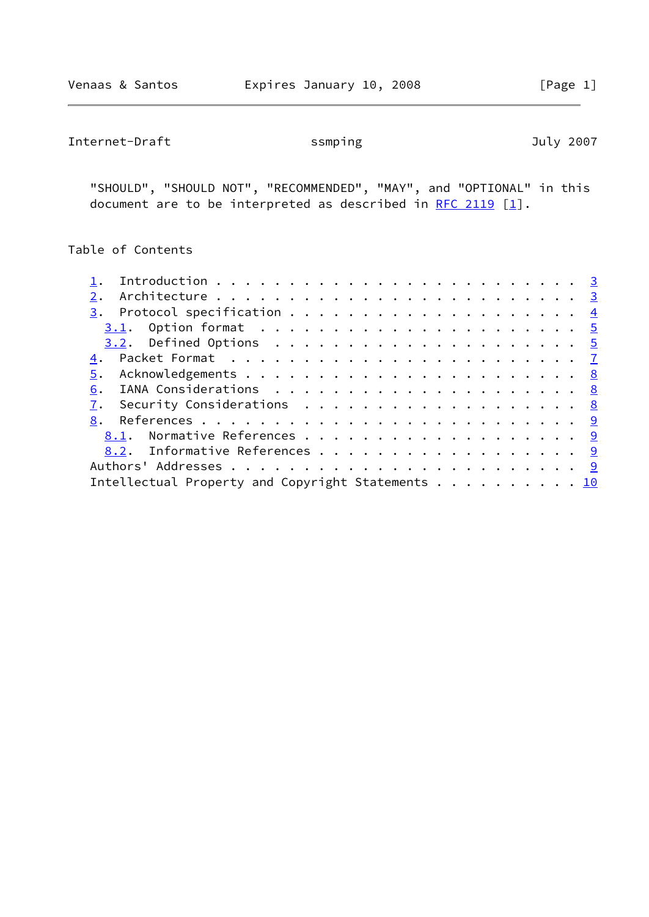"SHOULD", "SHOULD NOT", "RECOMMENDED", "MAY", and "OPTIONAL" in this document are to be interpreted as described in RFC 2119 [1].

## Table of Contents

1. Introduction . . . . . . . . . . . . . . . . . . . . . . . . . 3
2. Architecture . . . . . . . . . . . . . . . . . . . . . . . . . 3
3. Protocol specification . . . . . . . . . . . . . . . . . . . . 4
   3.1. Option format . . . . . . . . . . . . . . . . . . . . . . 5
   3.2. Defined Options . . . . . . . . . . . . . . . . . . . . . 5
4. Packet Format . . . . . . . . . . . . . . . . . . . . . . . . 7
5. Acknowledgements . . . . . . . . . . . . . . . . . . . . . . . 8
6. IANA Considerations . . . . . . . . . . . . . . . . . . . . . 8
7. Security Considerations . . . . . . . . . . . . . . . . . . . 8
8. References . . . . . . . . . . . . . . . . . . . . . . . . . . 9
   8.1. Normative References . . . . . . . . . . . . . . . . . . . 9
   8.2. Informative References . . . . . . . . . . . . . . . . . . 9

Authors' Addresses . . . . . . . . . . . . . . . . . . . . . . . . 9
Intellectual Property and Copyright Statements . . . . . . . . . . 10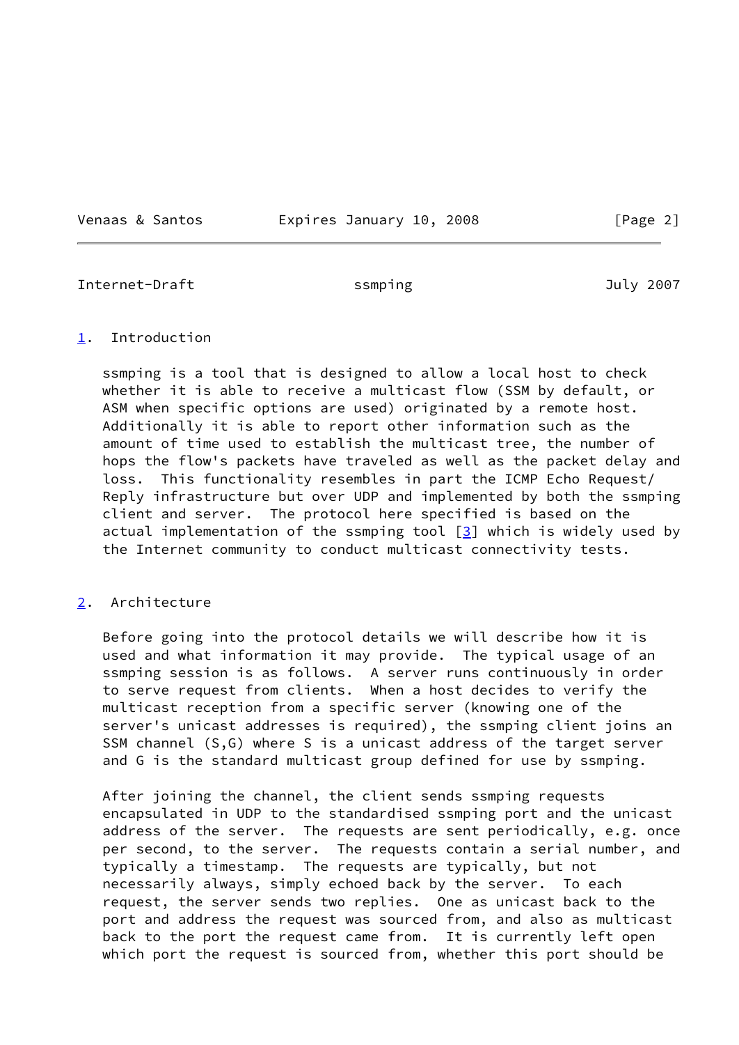## 1. Introduction

ssmping is a tool that is designed to allow a local host to check whether it is able to receive a multicast flow (SSM by default, or ASM when specific options are used) originated by a remote host. Additionally it is able to report other information such as the amount of time used to establish the multicast tree, the number of hops the flow's packets have traveled as well as the packet delay and loss. This functionality resembles in part the ICMP Echo Request/Reply infrastructure but over UDP and implemented by both the ssmping client and server. The protocol here specified is based on the actual implementation of the ssmping tool [3] which is widely used by the Internet community to conduct multicast connectivity tests.

## 2. Architecture

Before going into the protocol details we will describe how it is used and what information it may provide. The typical usage of an ssmping session is as follows. A server runs continuously in order to serve request from clients. When a host decides to verify the multicast reception from a specific server (knowing one of the server's unicast addresses is required), the ssmping client joins an SSM channel (S,G) where S is a unicast address of the target server and G is the standard multicast group defined for use by ssmping.

After joining the channel, the client sends ssmping requests encapsulated in UDP to the standardised ssmping port and the unicast address of the server. The requests are sent periodically, e.g. once per second, to the server. The requests contain a serial number, and typically a timestamp. The requests are typically, but not necessarily always, simply echoed back by the server. To each request, the server sends two replies. One as unicast back to the port and address the request was sourced from, and also as multicast back to the port the request came from. It is currently left open which port the request is sourced from, whether this port should be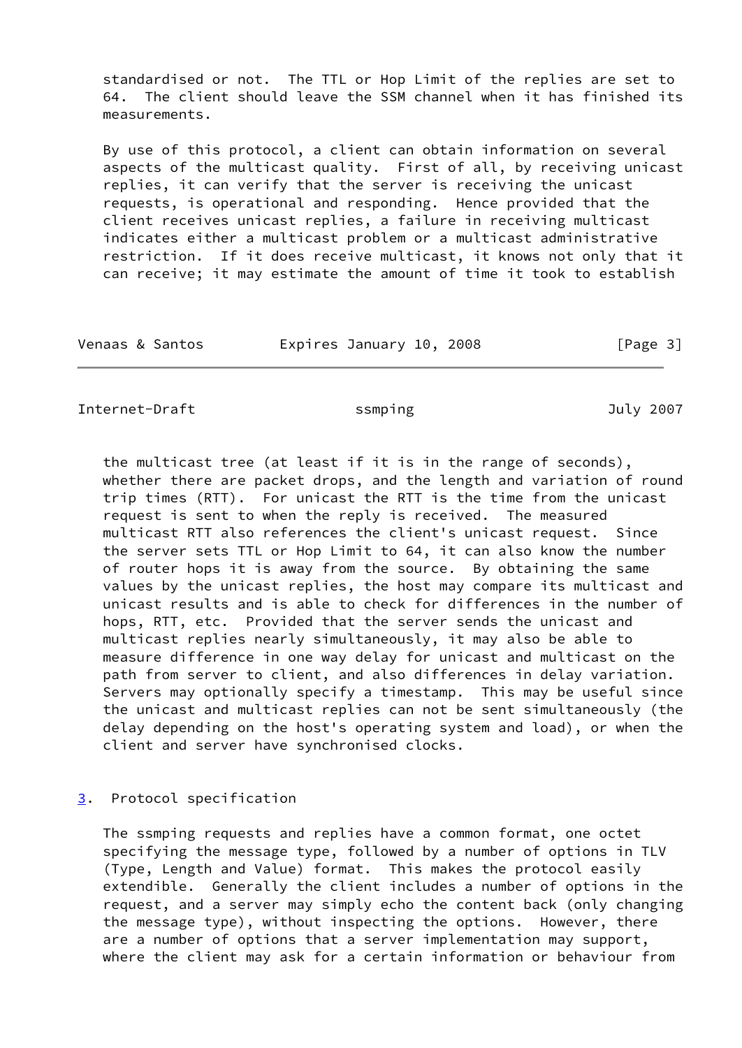standardised or not. The TTL or Hop Limit of the replies are set to 64. The client should leave the SSM channel when it has finished its measurements.

By use of this protocol, a client can obtain information on several aspects of the multicast quality. First of all, by receiving unicast replies, it can verify that the server is receiving the unicast requests, is operational and responding. Hence provided that the client receives unicast replies, a failure in receiving multicast indicates either a multicast problem or a multicast administrative restriction. If it does receive multicast, it knows not only that it can receive; it may estimate the amount of time it took to establish the multicast tree (at least if it is in the range of seconds), whether there are packet drops, and the length and variation of round trip times (RTT). For unicast the RTT is the time from the unicast request is sent to when the reply is received. The measured multicast RTT also references the client's unicast request. Since the server sets TTL or Hop Limit to 64, it can also know the number of router hops it is away from the source. By obtaining the same values by the unicast replies, the host may compare its multicast and unicast results and is able to check for differences in the number of hops, RTT, etc. Provided that the server sends the unicast and multicast replies nearly simultaneously, it may also be able to measure difference in one way delay for unicast and multicast on the path from server to client, and also differences in delay variation. Servers may optionally specify a timestamp. This may be useful since the unicast and multicast replies can not be sent simultaneously (the delay depending on the host's operating system and load), or when the client and server have synchronised clocks.

## 3. Protocol specification

The ssmping requests and replies have a common format, one octet specifying the message type, followed by a number of options in TLV (Type, Length and Value) format. This makes the protocol easily extendible. Generally the client includes a number of options in the request, and a server may simply echo the content back (only changing the message type), without inspecting the options. However, there are a number of options that a server implementation may support, where the client may ask for a certain information or behaviour from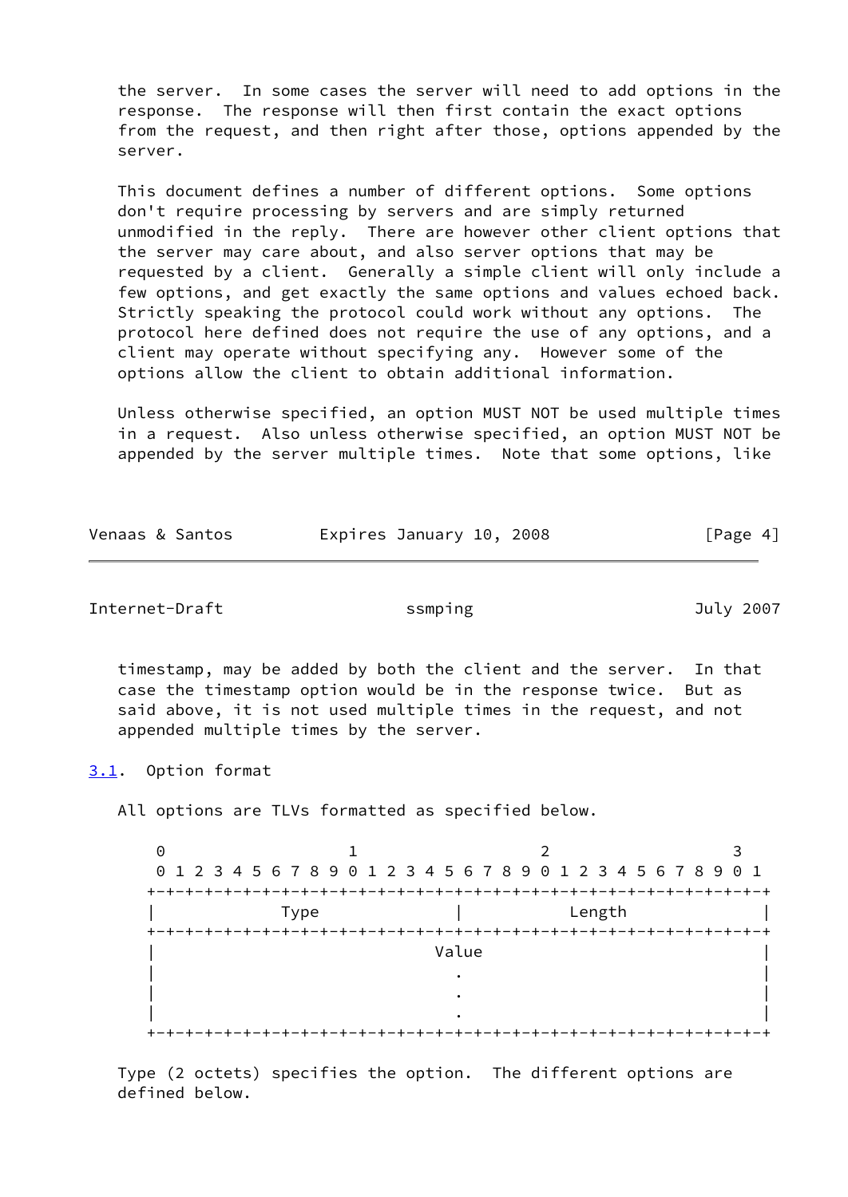the server.  In some cases the server will need to add options in the response.  The response will then first contain the exact options from the request, and then right after those, options appended by the server.

This document defines a number of different options.  Some options don't require processing by servers and are simply returned unmodified in the reply.  There are however other client options that the server may care about, and also server options that may be requested by a client.  Generally a simple client will only include a few options, and get exactly the same options and values echoed back. Strictly speaking the protocol could work without any options.  The protocol here defined does not require the use of any options, and a client may operate without specifying any.  However some of the options allow the client to obtain additional information.

Unless otherwise specified, an option MUST NOT be used multiple times in a request.  Also unless otherwise specified, an option MUST NOT be appended by the server multiple times.  Note that some options, like timestamp, may be added by both the client and the server.  In that case the timestamp option would be in the response twice.  But as said above, it is not used multiple times in the request, and not appended multiple times by the server.

## 3.1. Option format

All options are TLVs formatted as specified below.

```
 0                   1                   2                   3
 0 1 2 3 4 5 6 7 8 9 0 1 2 3 4 5 6 7 8 9 0 1 2 3 4 5 6 7 8 9 0 1
+-+-+-+-+-+-+-+-+-+-+-+-+-+-+-+-+-+-+-+-+-+-+-+-+-+-+-+-+-+-+-+-+
|             Type              |            Length             |
+-+-+-+-+-+-+-+-+-+-+-+-+-+-+-+-+-+-+-+-+-+-+-+-+-+-+-+-+-+-+-+-+
|                             Value                             |
|                               .                               |
|                               .                               |
|                               .                               |
+-+-+-+-+-+-+-+-+-+-+-+-+-+-+-+-+-+-+-+-+-+-+-+-+-+-+-+-+-+-+-+-+
```

Type (2 octets) specifies the option.  The different options are defined below.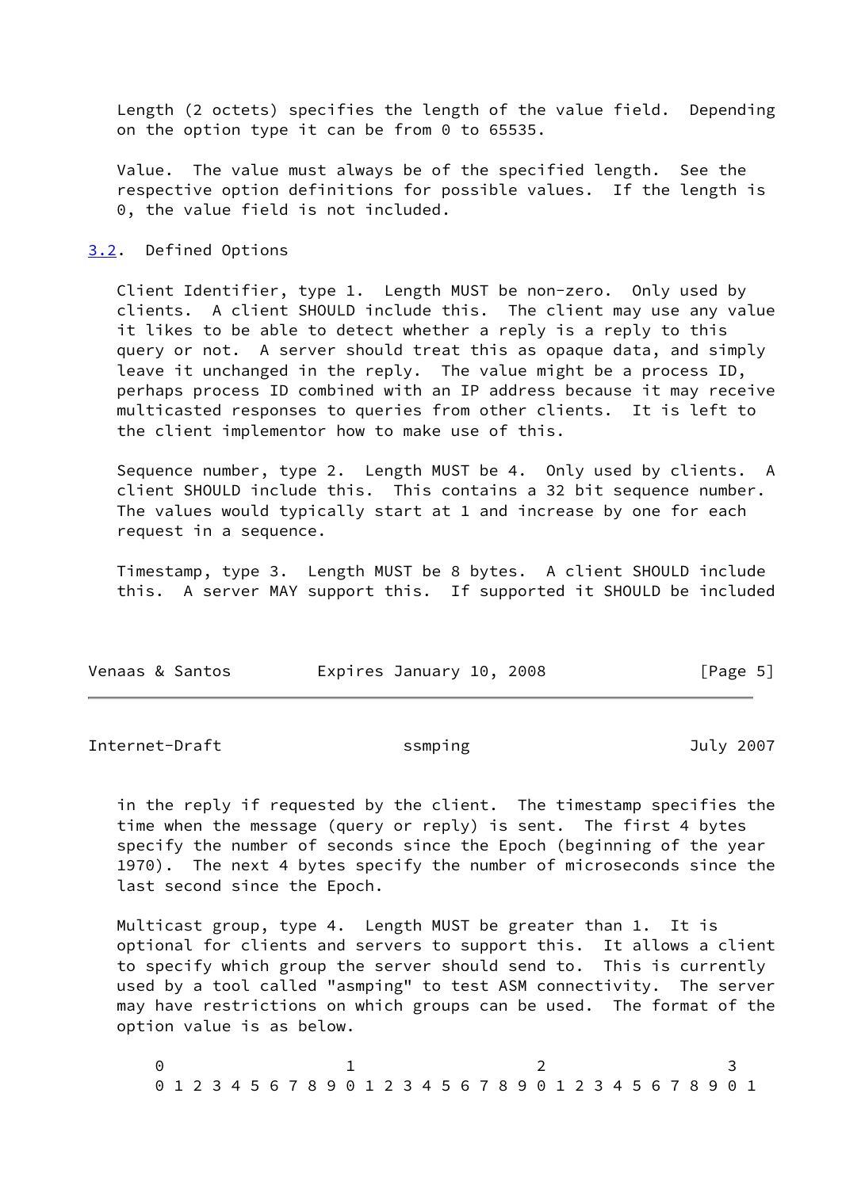Length (2 octets) specifies the length of the value field. Depending on the option type it can be from 0 to 65535.

Value. The value must always be of the specified length. See the respective option definitions for possible values. If the length is 0, the value field is not included.

## 3.2. Defined Options

Client Identifier, type 1. Length MUST be non-zero. Only used by clients. A client SHOULD include this. The client may use any value it likes to be able to detect whether a reply is a reply to this query or not. A server should treat this as opaque data, and simply leave it unchanged in the reply. The value might be a process ID, perhaps process ID combined with an IP address because it may receive multicasted responses to queries from other clients. It is left to the client implementor how to make use of this.

Sequence number, type 2. Length MUST be 4. Only used by clients. A client SHOULD include this. This contains a 32 bit sequence number. The values would typically start at 1 and increase by one for each request in a sequence.

Timestamp, type 3. Length MUST be 8 bytes. A client SHOULD include this. A server MAY support this. If supported it SHOULD be included in the reply if requested by the client. The timestamp specifies the time when the message (query or reply) is sent. The first 4 bytes specify the number of seconds since the Epoch (beginning of the year 1970). The next 4 bytes specify the number of microseconds since the last second since the Epoch.

Multicast group, type 4. Length MUST be greater than 1. It is optional for clients and servers to support this. It allows a client to specify which group the server should send to. This is currently used by a tool called "asmping" to test ASM connectivity. The server may have restrictions on which groups can be used. The format of the option value is as below.

```
 0                   1                   2                   3
 0 1 2 3 4 5 6 7 8 9 0 1 2 3 4 5 6 7 8 9 0 1 2 3 4 5 6 7 8 9 0 1
```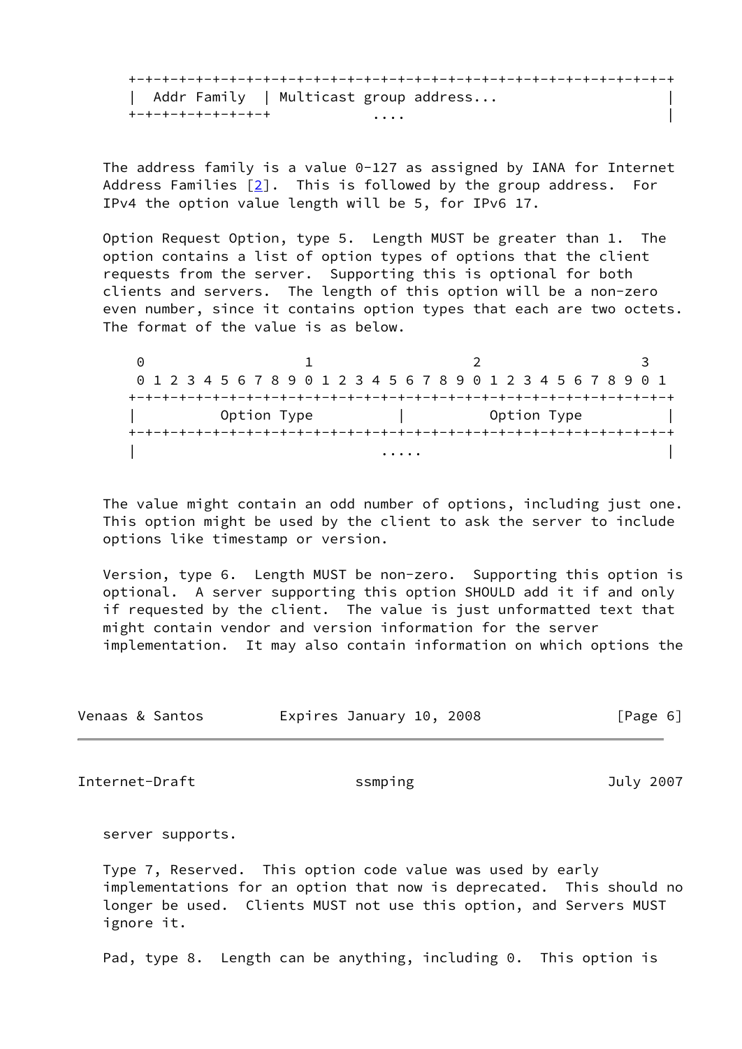```
+-+-+-+-+-+-+-+-+-+-+-+-+-+-+-+-+-+-+-+-+-+-+-+-+-+-+-+-+-+-+-+-+
|  Addr Family  | Multicast group address...                      |
+-+-+-+-+-+-+-+-+             ....                                |
```

The address family is a value 0-127 as assigned by IANA for Internet Address Families [2]. This is followed by the group address. For IPv4 the option value length will be 5, for IPv6 17.

Option Request Option, type 5. Length MUST be greater than 1. The option contains a list of option types of options that the client requests from the server. Supporting this is optional for both clients and servers. The length of this option will be a non-zero even number, since it contains option types that each are two octets. The format of the value is as below.

```
 0                   1                   2                   3
 0 1 2 3 4 5 6 7 8 9 0 1 2 3 4 5 6 7 8 9 0 1 2 3 4 5 6 7 8 9 0 1
+-+-+-+-+-+-+-+-+-+-+-+-+-+-+-+-+-+-+-+-+-+-+-+-+-+-+-+-+-+-+-+-+
|          Option Type          |          Option Type          |
+-+-+-+-+-+-+-+-+-+-+-+-+-+-+-+-+-+-+-+-+-+-+-+-+-+-+-+-+-+-+-+-+
|                             .....                             |
```

The value might contain an odd number of options, including just one. This option might be used by the client to ask the server to include options like timestamp or version.

Version, type 6. Length MUST be non-zero. Supporting this option is optional. A server supporting this option SHOULD add it if and only if requested by the client. The value is just unformatted text that might contain vendor and version information for the server implementation. It may also contain information on which options the server supports.

Type 7, Reserved. This option code value was used by early implementations for an option that now is deprecated. This should no longer be used. Clients MUST not use this option, and Servers MUST ignore it.

Pad, type 8. Length can be anything, including 0. This option is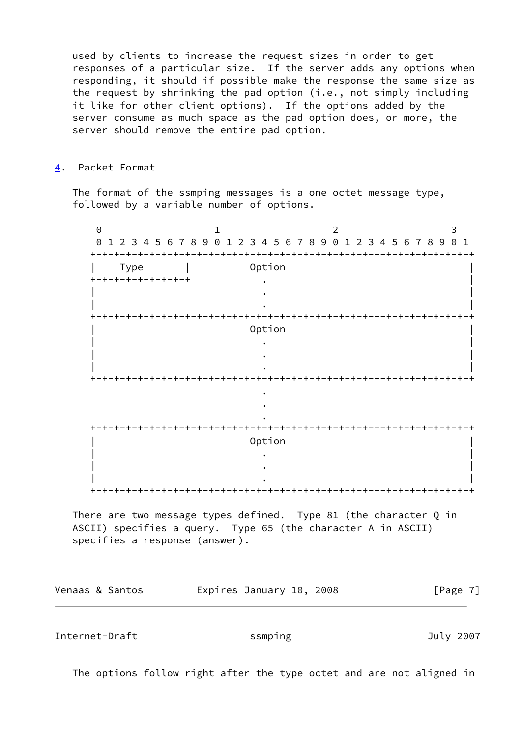used by clients to increase the request sizes in order to get responses of a particular size. If the server adds any options when responding, it should if possible make the response the same size as the request by shrinking the pad option (i.e., not simply including it like for other client options). If the options added by the server consume as much space as the pad option does, or more, the server should remove the entire pad option.

## 4. Packet Format

The format of the ssmping messages is a one octet message type, followed by a variable number of options.

```
 0                   1                   2                   3
 0 1 2 3 4 5 6 7 8 9 0 1 2 3 4 5 6 7 8 9 0 1 2 3 4 5 6 7 8 9 0 1
+-+-+-+-+-+-+-+-+-+-+-+-+-+-+-+-+-+-+-+-+-+-+-+-+-+-+-+-+-+-+-+-+
|    Type       |          Option                               |
+-+-+-+-+-+-+-+-+          .                                    |
|                          .                                    |
|                          .                                    |
+-+-+-+-+-+-+-+-+-+-+-+-+-+-+-+-+-+-+-+-+-+-+-+-+-+-+-+-+-+-+-+-+
|                          Option                               |
|                          .                                    |
|                          .                                    |
|                          .                                    |
+-+-+-+-+-+-+-+-+-+-+-+-+-+-+-+-+-+-+-+-+-+-+-+-+-+-+-+-+-+-+-+-+
                           .
                           .
                           .
+-+-+-+-+-+-+-+-+-+-+-+-+-+-+-+-+-+-+-+-+-+-+-+-+-+-+-+-+-+-+-+-+
|                          Option                               |
|                          .                                    |
|                          .                                    |
|                          .                                    |
+-+-+-+-+-+-+-+-+-+-+-+-+-+-+-+-+-+-+-+-+-+-+-+-+-+-+-+-+-+-+-+-+
```

There are two message types defined. Type 81 (the character Q in ASCII) specifies a query. Type 65 (the character A in ASCII) specifies a response (answer).

The options follow right after the type octet and are not aligned in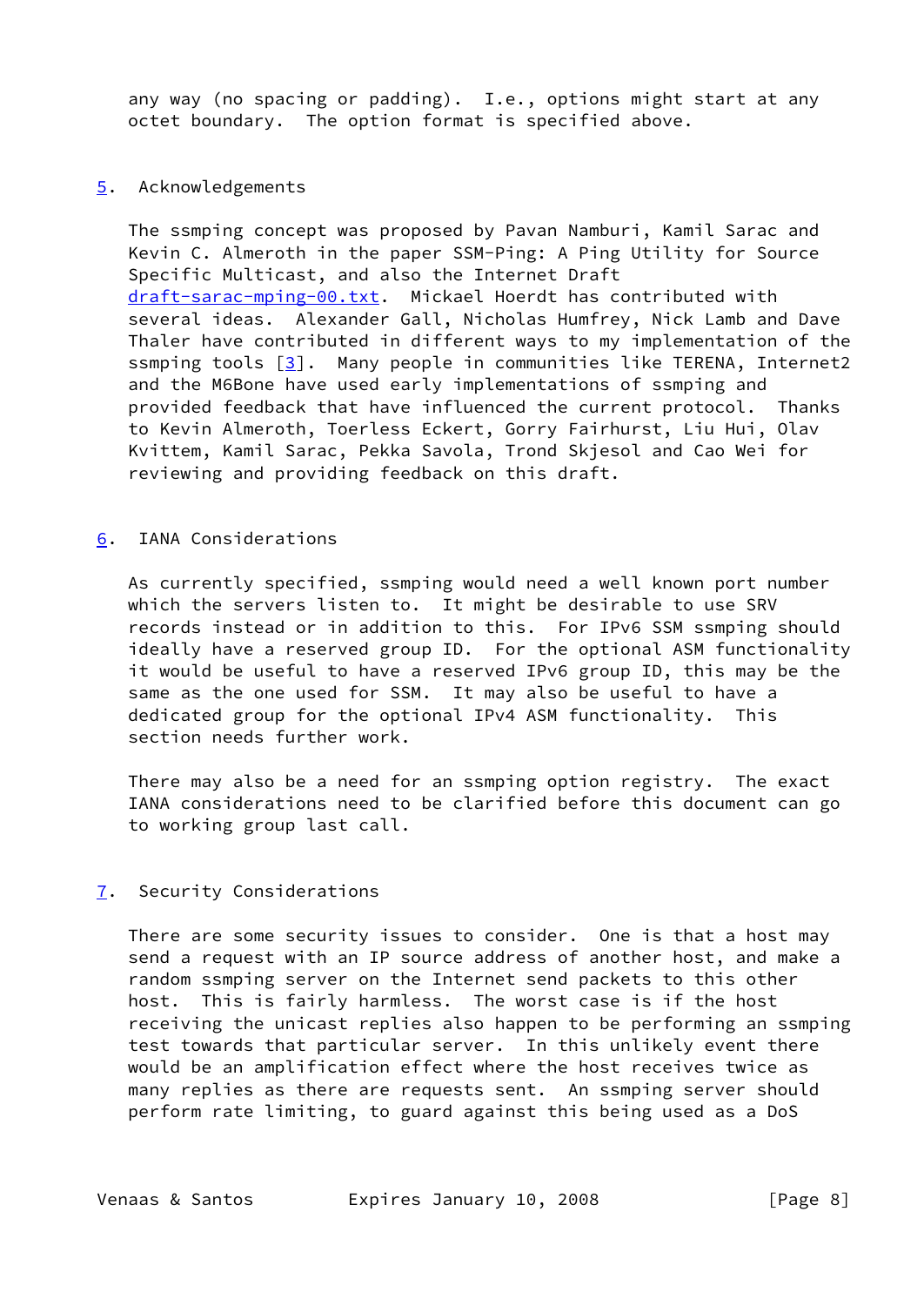any way (no spacing or padding). I.e., options might start at any octet boundary. The option format is specified above.

## 5. Acknowledgements

The ssmping concept was proposed by Pavan Namburi, Kamil Sarac and Kevin C. Almeroth in the paper SSM-Ping: A Ping Utility for Source Specific Multicast, and also the Internet Draft draft-sarac-mping-00.txt. Mickael Hoerdt has contributed with several ideas. Alexander Gall, Nicholas Humfrey, Nick Lamb and Dave Thaler have contributed in different ways to my implementation of the ssmping tools [3]. Many people in communities like TERENA, Internet2 and the M6Bone have used early implementations of ssmping and provided feedback that have influenced the current protocol. Thanks to Kevin Almeroth, Toerless Eckert, Gorry Fairhurst, Liu Hui, Olav Kvittem, Kamil Sarac, Pekka Savola, Trond Skjesol and Cao Wei for reviewing and providing feedback on this draft.

## 6. IANA Considerations

As currently specified, ssmping would need a well known port number which the servers listen to. It might be desirable to use SRV records instead or in addition to this. For IPv6 SSM ssmping should ideally have a reserved group ID. For the optional ASM functionality it would be useful to have a reserved IPv6 group ID, this may be the same as the one used for SSM. It may also be useful to have a dedicated group for the optional IPv4 ASM functionality. This section needs further work.

There may also be a need for an ssmping option registry. The exact IANA considerations need to be clarified before this document can go to working group last call.

## 7. Security Considerations

There are some security issues to consider. One is that a host may send a request with an IP source address of another host, and make a random ssmping server on the Internet send packets to this other host. This is fairly harmless. The worst case is if the host receiving the unicast replies also happen to be performing an ssmping test towards that particular server. In this unlikely event there would be an amplification effect where the host receives twice as many replies as there are requests sent. An ssmping server should perform rate limiting, to guard against this being used as a DoS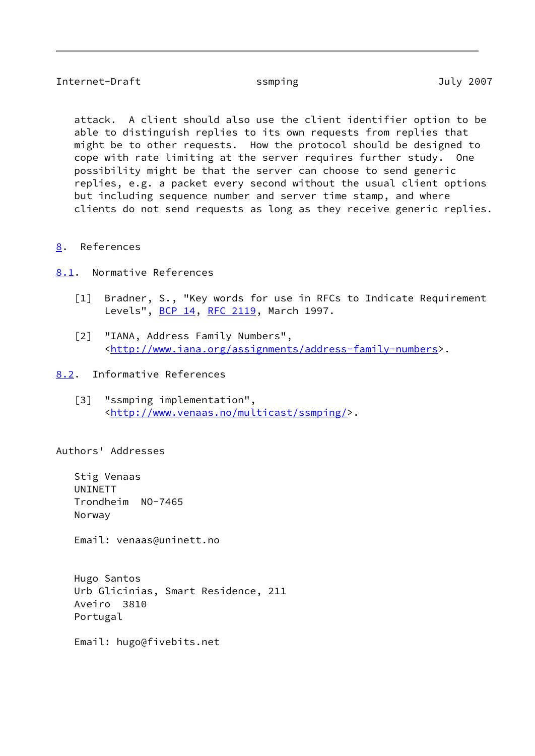attack. A client should also use the client identifier option to be able to distinguish replies to its own requests from replies that might be to other requests. How the protocol should be designed to cope with rate limiting at the server requires further study. One possibility might be that the server can choose to send generic replies, e.g. a packet every second without the usual client options but including sequence number and server time stamp, and where clients do not send requests as long as they receive generic replies.

# 8. References

## 8.1. Normative References

[1] Bradner, S., "Key words for use in RFCs to Indicate Requirement Levels", BCP 14, RFC 2119, March 1997.

[2] "IANA, Address Family Numbers", <http://www.iana.org/assignments/address-family-numbers>.

## 8.2. Informative References

[3] "ssmping implementation", <http://www.venaas.no/multicast/ssmping/>.

# Authors' Addresses

Stig Venaas
UNINETT
Trondheim NO-7465
Norway

Email: venaas@uninett.no

Hugo Santos
Urb Glicinias, Smart Residence, 211
Aveiro 3810
Portugal

Email: hugo@fivebits.net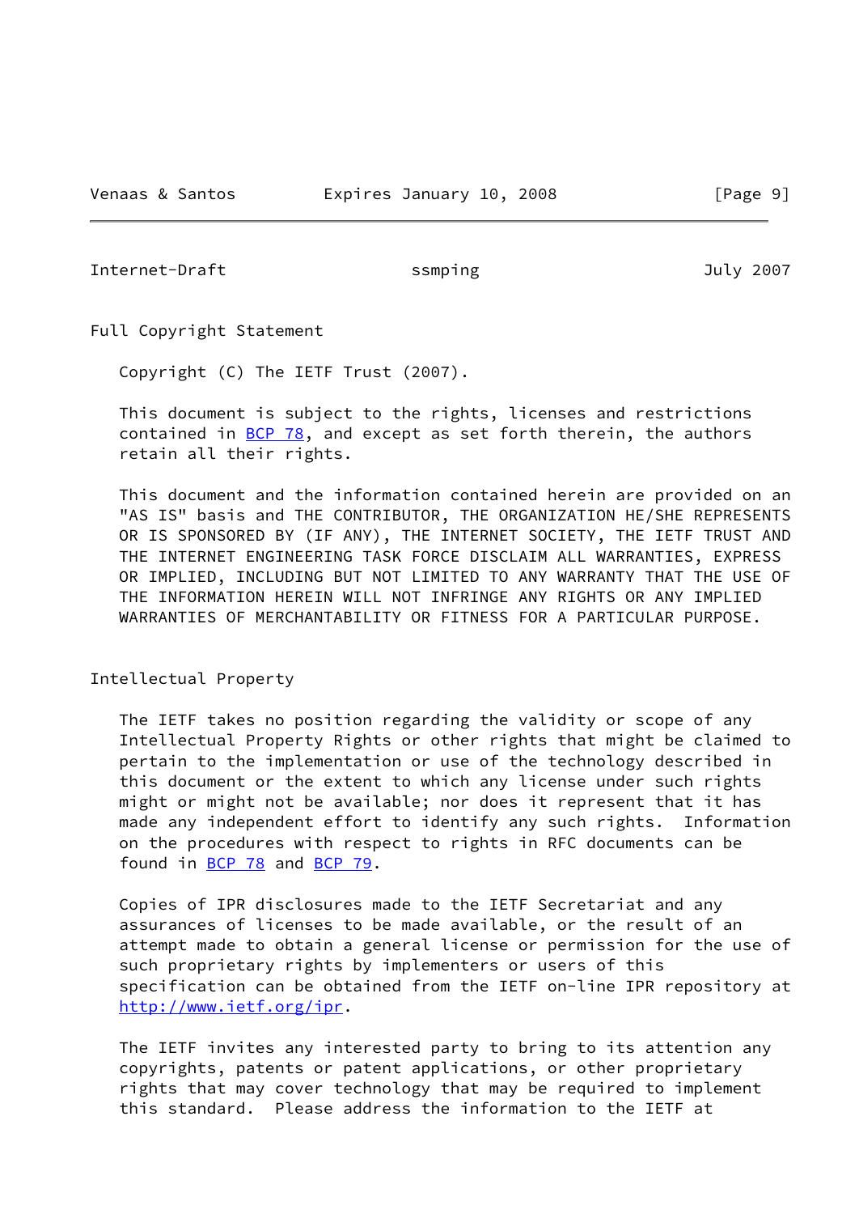## Full Copyright Statement

Copyright (C) The IETF Trust (2007).

This document is subject to the rights, licenses and restrictions contained in BCP 78, and except as set forth therein, the authors retain all their rights.

This document and the information contained herein are provided on an "AS IS" basis and THE CONTRIBUTOR, THE ORGANIZATION HE/SHE REPRESENTS OR IS SPONSORED BY (IF ANY), THE INTERNET SOCIETY, THE IETF TRUST AND THE INTERNET ENGINEERING TASK FORCE DISCLAIM ALL WARRANTIES, EXPRESS OR IMPLIED, INCLUDING BUT NOT LIMITED TO ANY WARRANTY THAT THE USE OF THE INFORMATION HEREIN WILL NOT INFRINGE ANY RIGHTS OR ANY IMPLIED WARRANTIES OF MERCHANTABILITY OR FITNESS FOR A PARTICULAR PURPOSE.

## Intellectual Property

The IETF takes no position regarding the validity or scope of any Intellectual Property Rights or other rights that might be claimed to pertain to the implementation or use of the technology described in this document or the extent to which any license under such rights might or might not be available; nor does it represent that it has made any independent effort to identify any such rights. Information on the procedures with respect to rights in RFC documents can be found in BCP 78 and BCP 79.

Copies of IPR disclosures made to the IETF Secretariat and any assurances of licenses to be made available, or the result of an attempt made to obtain a general license or permission for the use of such proprietary rights by implementers or users of this specification can be obtained from the IETF on-line IPR repository at http://www.ietf.org/ipr.

The IETF invites any interested party to bring to its attention any copyrights, patents or patent applications, or other proprietary rights that may cover technology that may be required to implement this standard. Please address the information to the IETF at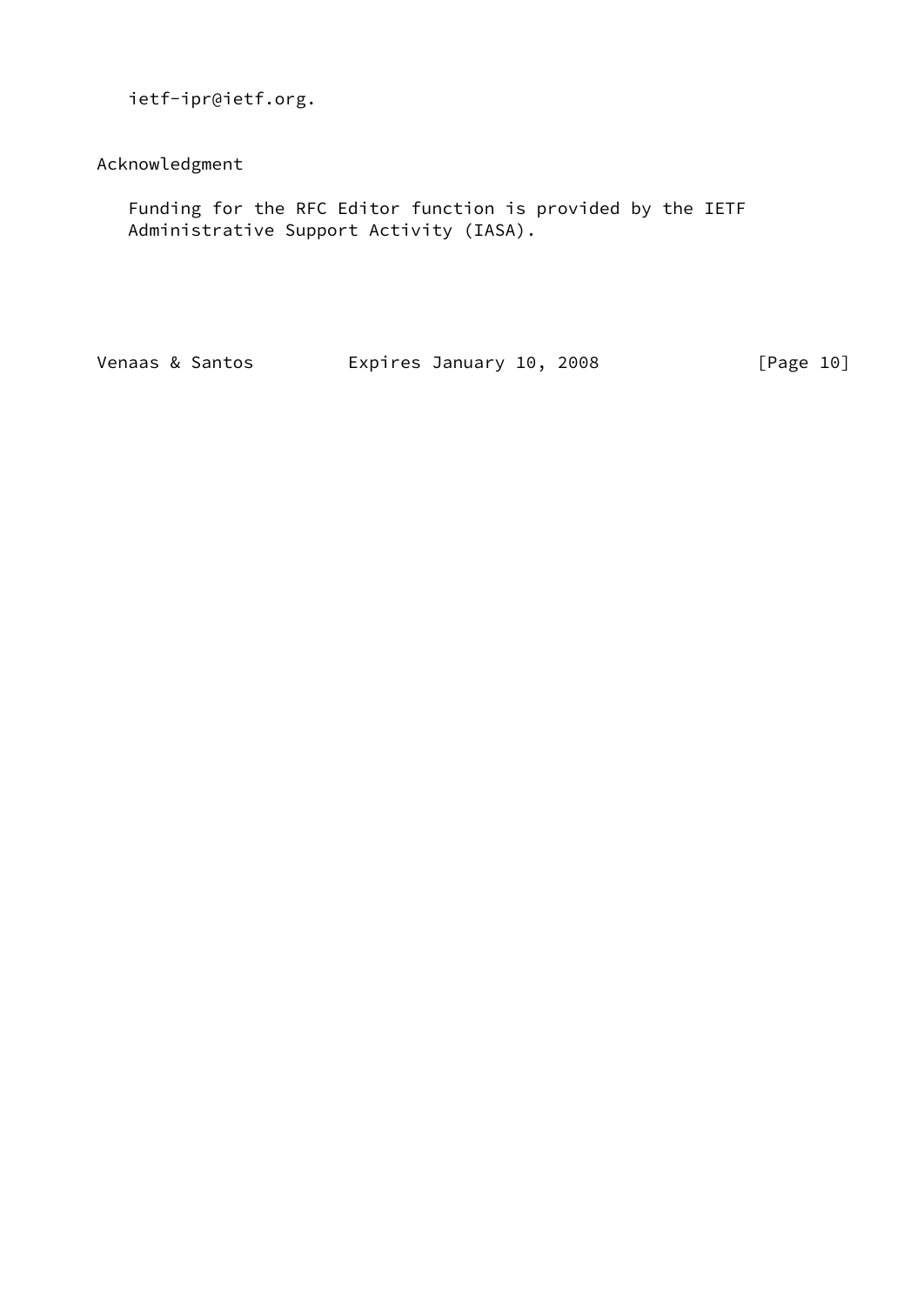ietf-ipr@ietf.org.

## Acknowledgment

Funding for the RFC Editor function is provided by the IETF Administrative Support Activity (IASA).